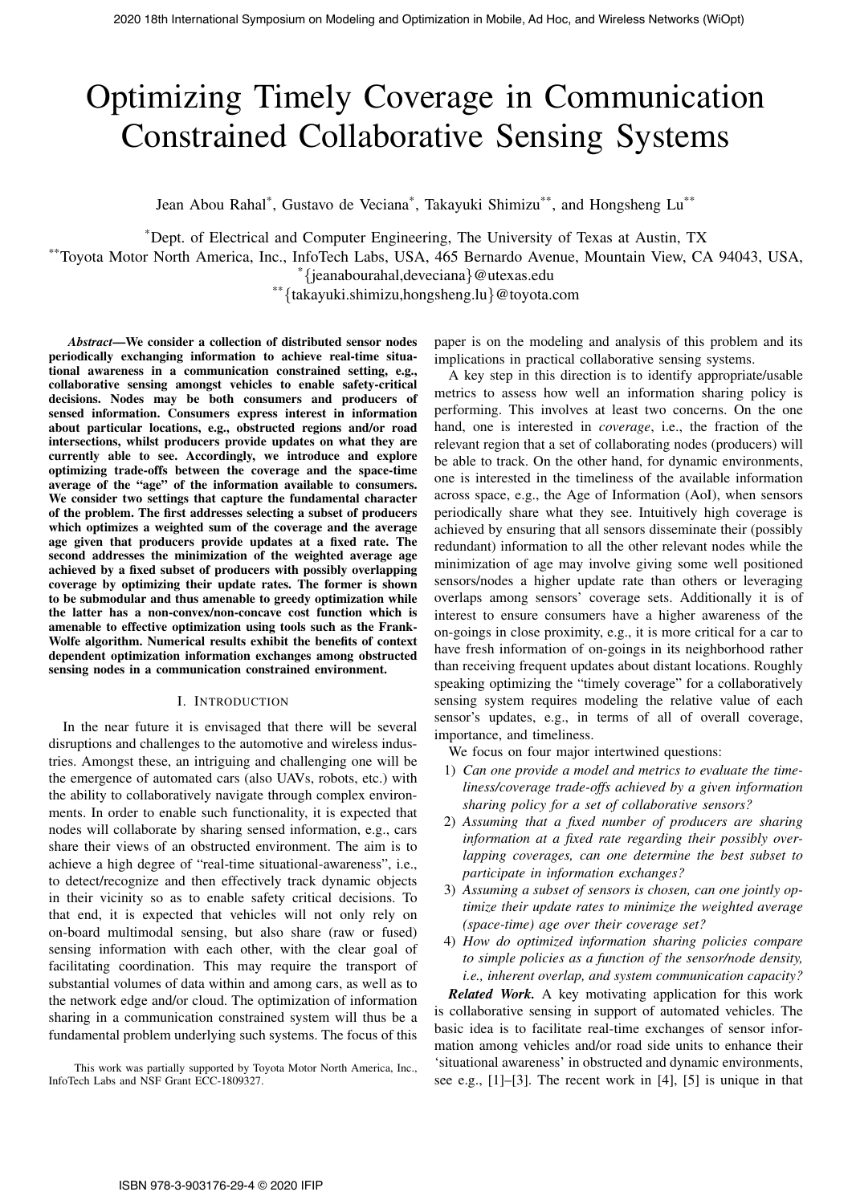# Optimizing Timely Coverage in Communication Constrained Collaborative Sensing Systems

Jean Abou Rahal[*], Gustavo de Veciana[*], Takayuki Shimizu[**], and Hongsheng Lu[**]

[*]Dept. of Electrical and Computer Engineering, The University of Texas at Austin, TX
[**]Toyota Motor North America, Inc., InfoTech Labs, USA, 465 Bernardo Avenue, Mountain View, CA 94043, USA,
[*]{jeanabourahal,deveciana}@utexas.edu
[**]{takayuki.shimizu,hongsheng.lu}@toyota.com

***Abstract*—We consider a collection of distributed sensor nodes periodically exchanging information to achieve real-time situational awareness in a communication constrained setting, e.g., collaborative sensing amongst vehicles to enable safety-critical decisions. Nodes may be both consumers and producers of sensed information. Consumers express interest in information about particular locations, e.g., obstructed regions and/or road intersections, whilst producers provide updates on what they are currently able to see. Accordingly, we introduce and explore optimizing trade-offs between the coverage and the space-time average of the "age" of the information available to consumers. We consider two settings that capture the fundamental character of the problem. The first addresses selecting a subset of producers which optimizes a weighted sum of the coverage and the average age given that producers provide updates at a fixed rate. The second addresses the minimization of the weighted average age achieved by a fixed subset of producers with possibly overlapping coverage by optimizing their update rates. The former is shown to be submodular and thus amenable to greedy optimization while the latter has a non-convex/non-concave cost function which is amenable to effective optimization using tools such as the Frank-Wolfe algorithm. Numerical results exhibit the benefits of context dependent optimization information exchanges among obstructed sensing nodes in a communication constrained environment.**

## I. Introduction

In the near future it is envisaged that there will be several disruptions and challenges to the automotive and wireless industries. Amongst these, an intriguing and challenging one will be the emergence of automated cars (also UAVs, robots, etc.) with the ability to collaboratively navigate through complex environments. In order to enable such functionality, it is expected that nodes will collaborate by sharing sensed information, e.g., cars share their views of an obstructed environment. The aim is to achieve a high degree of "real-time situational-awareness", i.e., to detect/recognize and then effectively track dynamic objects in their vicinity so as to enable safety critical decisions. To that end, it is expected that vehicles will not only rely on on-board multimodal sensing, but also share (raw or fused) sensing information with each other, with the clear goal of facilitating coordination. This may require the transport of substantial volumes of data within and among cars, as well as to the network edge and/or cloud. The optimization of information sharing in a communication constrained system will thus be a fundamental problem underlying such systems. The focus of this paper is on the modeling and analysis of this problem and its implications in practical collaborative sensing systems.

This work was partially supported by Toyota Motor North America, Inc., InfoTech Labs and NSF Grant ECC-1809327.

A key step in this direction is to identify appropriate/usable metrics to assess how well an information sharing policy is performing. This involves at least two concerns. On the one hand, one is interested in *coverage*, i.e., the fraction of the relevant region that a set of collaborating nodes (producers) will be able to track. On the other hand, for dynamic environments, one is interested in the timeliness of the available information across space, e.g., the Age of Information (AoI), when sensors periodically share what they see. Intuitively high coverage is achieved by ensuring that all sensors disseminate their (possibly redundant) information to all the other relevant nodes while the minimization of age may involve giving some well positioned sensors/nodes a higher update rate than others or leveraging overlaps among sensors' coverage sets. Additionally it is of interest to ensure consumers have a higher awareness of the on-goings in close proximity, e.g., it is more critical for a car to have fresh information of on-goings in its neighborhood rather than receiving frequent updates about distant locations. Roughly speaking optimizing the "timely coverage" for a collaboratively sensing system requires modeling the relative value of each sensor's updates, e.g., in terms of all of overall coverage, importance, and timeliness.

We focus on four major intertwined questions:

1) *Can one provide a model and metrics to evaluate the timeliness/coverage trade-offs achieved by a given information sharing policy for a set of collaborative sensors?*
2) *Assuming that a fixed number of producers are sharing information at a fixed rate regarding their possibly overlapping coverages, can one determine the best subset to participate in information exchanges?*
3) *Assuming a subset of sensors is chosen, can one jointly optimize their update rates to minimize the weighted average (space-time) age over their coverage set?*
4) *How do optimized information sharing policies compare to simple policies as a function of the sensor/node density, i.e., inherent overlap, and system communication capacity?*

***Related Work.*** A key motivating application for this work is collaborative sensing in support of automated vehicles. The basic idea is to facilitate real-time exchanges of sensor information among vehicles and/or road side units to enhance their 'situational awareness' in obstructed and dynamic environments, see e.g., [1]–[3]. The recent work in [4], [5] is unique in that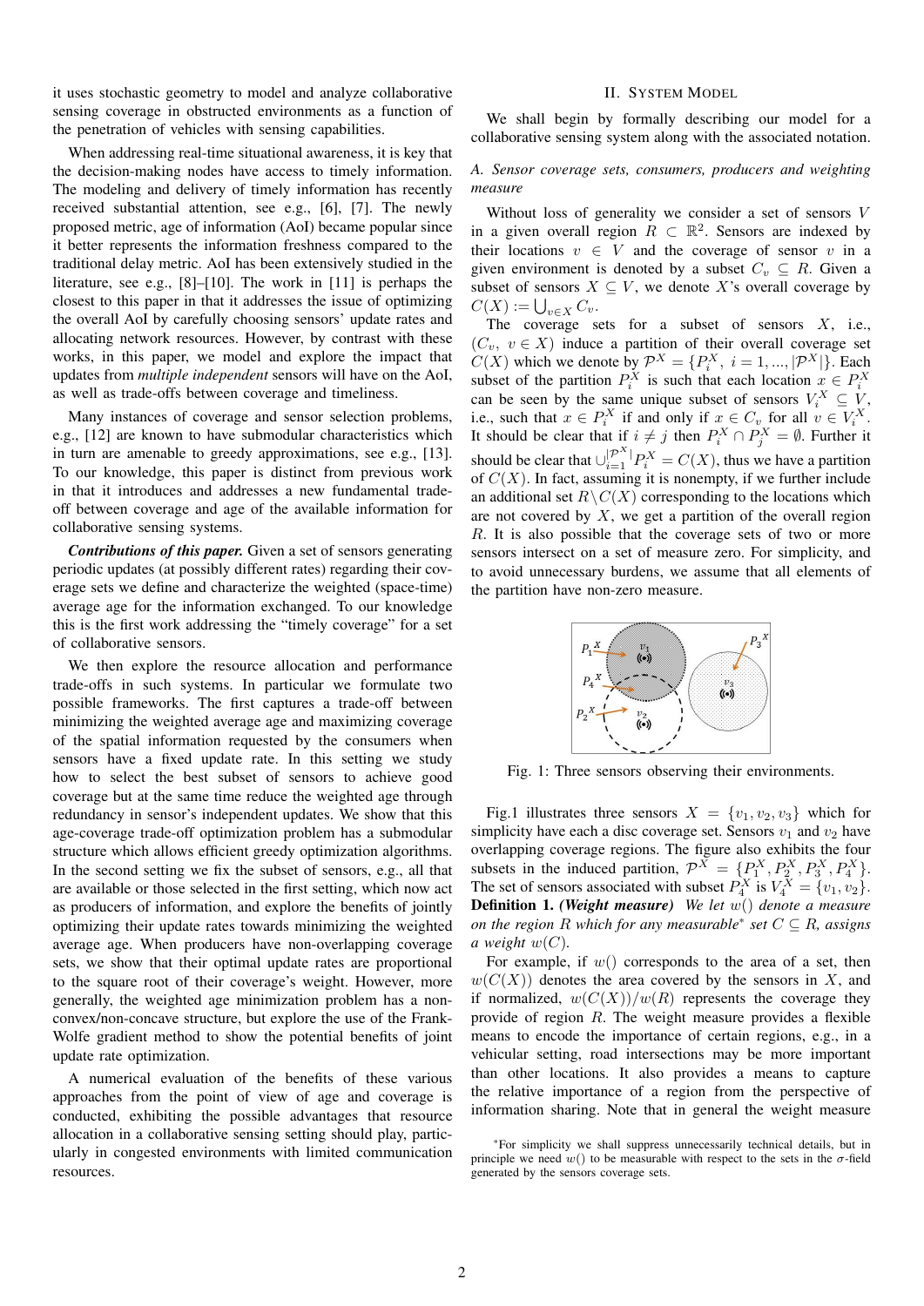it uses stochastic geometry to model and analyze collaborative sensing coverage in obstructed environments as a function of the penetration of vehicles with sensing capabilities.

When addressing real-time situational awareness, it is key that the decision-making nodes have access to timely information. The modeling and delivery of timely information has recently received substantial attention, see e.g., [6], [7]. The newly proposed metric, age of information (AoI) became popular since it better represents the information freshness compared to the traditional delay metric. AoI has been extensively studied in the literature, see e.g., [8]–[10]. The work in [11] is perhaps the closest to this paper in that it addresses the issue of optimizing the overall AoI by carefully choosing sensors' update rates and allocating network resources. However, by contrast with these works, in this paper, we model and explore the impact that updates from *multiple independent* sensors will have on the AoI, as well as trade-offs between coverage and timeliness.

Many instances of coverage and sensor selection problems, e.g., [12] are known to have submodular characteristics which in turn are amenable to greedy approximations, see e.g., [13]. To our knowledge, this paper is distinct from previous work in that it introduces and addresses a new fundamental trade-off between coverage and age of the available information for collaborative sensing systems.

***Contributions of this paper.*** Given a set of sensors generating periodic updates (at possibly different rates) regarding their coverage sets we define and characterize the weighted (space-time) average age for the information exchanged. To our knowledge this is the first work addressing the "timely coverage" for a set of collaborative sensors.

We then explore the resource allocation and performance trade-offs in such systems. In particular we formulate two possible frameworks. The first captures a trade-off between minimizing the weighted average age and maximizing coverage of the spatial information requested by the consumers when sensors have a fixed update rate. In this setting we study how to select the best subset of sensors to achieve good coverage but at the same time reduce the weighted age through redundancy in sensor's independent updates. We show that this age-coverage trade-off optimization problem has a submodular structure which allows efficient greedy optimization algorithms. In the second setting we fix the subset of sensors, e.g., all that are available or those selected in the first setting, which now act as producers of information, and explore the benefits of jointly optimizing their update rates towards minimizing the weighted average age. When producers have non-overlapping coverage sets, we show that their optimal update rates are proportional to the square root of their coverage's weight. However, more generally, the weighted age minimization problem has a non-convex/non-concave structure, but explore the use of the Frank-Wolfe gradient method to show the potential benefits of joint update rate optimization.

A numerical evaluation of the benefits of these various approaches from the point of view of age and coverage is conducted, exhibiting the possible advantages that resource allocation in a collaborative sensing setting should play, particularly in congested environments with limited communication resources.

## II. System Model

We shall begin by formally describing our model for a collaborative sensing system along with the associated notation.

### A. Sensor coverage sets, consumers, producers and weighting measure

Without loss of generality we consider a set of sensors $V$ in a given overall region $R \subset \mathbb{R}^2$. Sensors are indexed by their locations $v \in V$ and the coverage of sensor $v$ in a given environment is denoted by a subset $C_v \subseteq R$. Given a subset of sensors $X \subseteq V$, we denote $X$'s overall coverage by $C(X) := \bigcup_{v \in X} C_v$.

The coverage sets for a subset of sensors $X$, i.e., $(C_v,\ v \in X)$ induce a partition of their overall coverage set $C(X)$ which we denote by $\mathcal{P}^X = \{P_i^X,\ i = 1, ..., |\mathcal{P}^X|\}$. Each subset of the partition $P_i^X$ is such that each location $x \in P_i^X$ can be seen by the same unique subset of sensors $V_i^X \subseteq V$, i.e., such that $x \in P_i^X$ if and only if $x \in C_v$ for all $v \in V_i^X$. It should be clear that if $i \neq j$ then $P_i^X \cap P_j^X = \emptyset$. Further it should be clear that $\cup_{i=1}^{|\mathcal{P}^X|} P_i^X = C(X)$, thus we have a partition of $C(X)$. In fact, assuming it is nonempty, if we further include an additional set $R \backslash C(X)$ corresponding to the locations which are not covered by $X$, we get a partition of the overall region $R$. It is also possible that the coverage sets of two or more sensors intersect on a set of measure zero. For simplicity, and to avoid unnecessary burdens, we assume that all elements of the partition have non-zero measure.

$P_1^X$ $P_4^X$ $P_2^X$ $P_3^X$ $v_1$ $v_2$ $v_3$

Fig. 1: Three sensors observing their environments.

Fig.1 illustrates three sensors $X = \{v_1, v_2, v_3\}$ which for simplicity have each a disc coverage set. Sensors $v_1$ and $v_2$ have overlapping coverage regions. The figure also exhibits the four subsets in the induced partition, $\mathcal{P}^X = \{P_1^X, P_2^X, P_3^X, P_4^X\}$. The set of sensors associated with subset $P_4^X$ is $V_4^X = \{v_1, v_2\}$.

**Definition 1.** ***(Weight measure)*** *We let $w()$ denote a measure on the region $R$ which for any measurable\* set $C \subseteq R$, assigns a weight $w(C)$.*

For example, if $w()$ corresponds to the area of a set, then $w(C(X))$ denotes the area covered by the sensors in $X$, and if normalized, $w(C(X))/w(R)$ represents the coverage they provide of region $R$. The weight measure provides a flexible means to encode the importance of certain regions, e.g., in a vehicular setting, road intersections may be more important than other locations. It also provides a means to capture the relative importance of a region from the perspective of information sharing. Note that in general the weight measure

\*For simplicity we shall suppress unnecessarily technical details, but in principle we need $w()$ to be measurable with respect to the sets in the $\sigma$-field generated by the sensors coverage sets.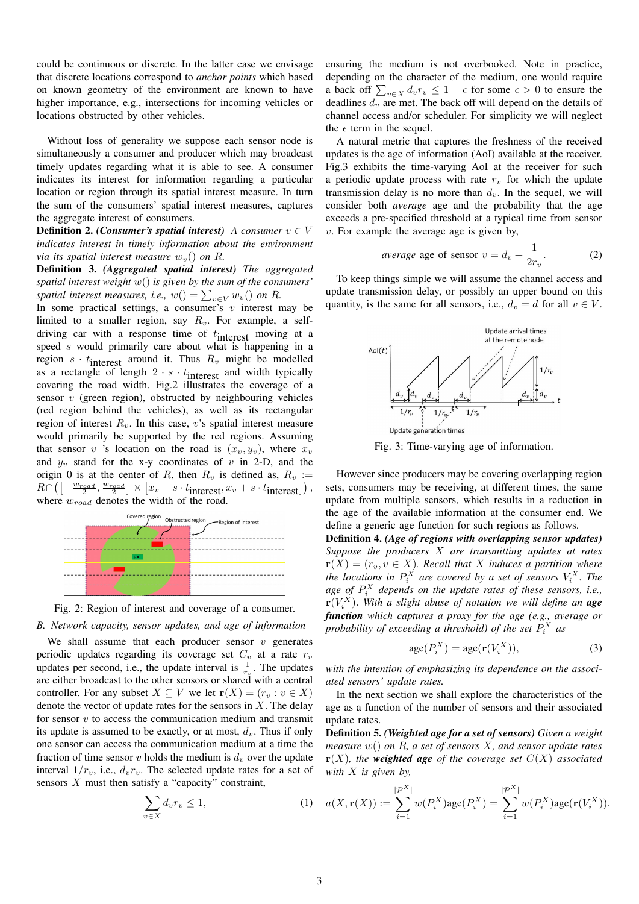could be continuous or discrete. In the latter case we envisage that discrete locations correspond to *anchor points* which based on known geometry of the environment are known to have higher importance, e.g., intersections for incoming vehicles or locations obstructed by other vehicles.

Without loss of generality we suppose each sensor node is simultaneously a consumer and producer which may broadcast timely updates regarding what it is able to see. A consumer indicates its interest for information regarding a particular location or region through its spatial interest measure. In turn the sum of the consumers' spatial interest measures, captures the aggregate interest of consumers.

**Definition 2.** ***(Consumer's spatial interest)*** *A consumer $v \in V$ indicates interest in timely information about the environment via its spatial interest measure $w_v()$ on $R$.*

**Definition 3.** ***(Aggregated spatial interest)*** *The aggregated spatial interest weight $w()$ is given by the sum of the consumers' spatial interest measures, i.e., $w() = \sum_{v \in V} w_v()$ on $R$.*

In some practical settings, a consumer's $v$ interest may be limited to a smaller region, say $R_v$. For example, a self-driving car with a response time of $t_{\text{interest}}$ moving at a speed $s$ would primarily care about what is happening in a region $s \cdot t_{\text{interest}}$ around it. Thus $R_v$ might be modelled as a rectangle of length $2 \cdot s \cdot t_{\text{interest}}$ and width typically covering the road width. Fig.2 illustrates the coverage of a sensor $v$ (green region), obstructed by neighbouring vehicles (red region behind the vehicles), as well as its rectangular region of interest $R_v$. In this case, $v$'s spatial interest measure would primarily be supported by the red regions. Assuming that sensor $v$ 's location on the road is $(x_v, y_v)$, where $x_v$ and $y_v$ stand for the x-y coordinates of $v$ in 2-D, and the origin 0 is at the center of $R$, then $R_v$ is defined as, $R_v := R \cap \left( \left[ -\frac{w_{road}}{2}, \frac{w_{road}}{2} \right] \times \left[ x_v - s \cdot t_{\text{interest}}, x_v + s \cdot t_{\text{interest}} \right] \right)$, where $w_{road}$ denotes the width of the road.

Covered region
Obstructed region
Region of Interest

Fig. 2: Region of interest and coverage of a consumer.

### B. Network capacity, sensor updates, and age of information

We shall assume that each producer sensor $v$ generates periodic updates regarding its coverage set $C_v$ at a rate $r_v$ updates per second, i.e., the update interval is $\frac{1}{r_v}$. The updates are either broadcast to the other sensors or shared with a central controller. For any subset $X \subseteq V$ we let $\mathbf{r}(X) = (r_v : v \in X)$ denote the vector of update rates for the sensors in $X$. The delay for sensor $v$ to access the communication medium and transmit its update is assumed to be exactly, or at most, $d_v$. Thus if only one sensor can access the communication medium at a time the fraction of time sensor $v$ holds the medium is $d_v$ over the update interval $1/r_v$, i.e., $d_v r_v$. The selected update rates for a set of sensors $X$ must then satisfy a "capacity" constraint,

$$\sum_{v \in X} d_v r_v \leq 1, \tag{1}$$

ensuring the medium is not overbooked. Note in practice, depending on the character of the medium, one would require a back off $\sum_{v \in X} d_v r_v \leq 1 - \epsilon$ for some $\epsilon > 0$ to ensure the deadlines $d_v$ are met. The back off will depend on the details of channel access and/or scheduler. For simplicity we will neglect the $\epsilon$ term in the sequel.

A natural metric that captures the freshness of the received updates is the age of information (AoI) available at the receiver. Fig.3 exhibits the time-varying AoI at the receiver for such a periodic update process with rate $r_v$ for which the update transmission delay is no more than $d_v$. In the sequel, we will consider both *average* age and the probability that the age exceeds a pre-specified threshold at a typical time from sensor $v$. For example the average age is given by,

$$\textit{average} \text{ age of sensor } v = d_v + \frac{1}{2r_v}. \tag{2}$$

To keep things simple we will assume the channel access and update transmission delay, or possibly an upper bound on this quantity, is the same for all sensors, i.e., $d_v = d$ for all $v \in V$.

Update arrival times at the remote node
AoI(t)
$1/r_v$
$d_v$
$t$
Update generation times

Fig. 3: Time-varying age of information.

However since producers may be covering overlapping region sets, consumers may be receiving, at different times, the same update from multiple sensors, which results in a reduction in the age of the available information at the consumer end. We define a generic age function for such regions as follows.

**Definition 4.** ***(Age of regions with overlapping sensor updates)*** *Suppose the producers $X$ are transmitting updates at rates $\mathbf{r}(X) = (r_v, v \in X)$. Recall that $X$ induces a partition where the locations in $P_i^X$ are covered by a set of sensors $V_i^X$. The age of $P_i^X$ depends on the update rates of these sensors, i.e., $\mathbf{r}(V_i^X)$. With a slight abuse of notation we will define an* ***age function*** *which captures a proxy for the age (e.g., average or probability of exceeding a threshold) of the set $P_i^X$ as*

$$\text{age}(P_i^X) = \text{age}(\mathbf{r}(V_i^X)), \tag{3}$$

*with the intention of emphasizing its dependence on the associated sensors' update rates.*

In the next section we shall explore the characteristics of the age as a function of the number of sensors and their associated update rates.

**Definition 5.** ***(Weighted age for a set of sensors)*** *Given a weight measure $w()$ on $R$, a set of sensors $X$, and sensor update rates $\mathbf{r}(X)$, the* ***weighted age*** *of the coverage set $C(X)$ associated with $X$ is given by,*

$$a(X, \mathbf{r}(X)) := \sum_{i=1}^{|\mathcal{P}^X|} w(P_i^X)\text{age}(P_i^X) = \sum_{i=1}^{|\mathcal{P}^X|} w(P_i^X)\text{age}(\mathbf{r}(V_i^X)).$$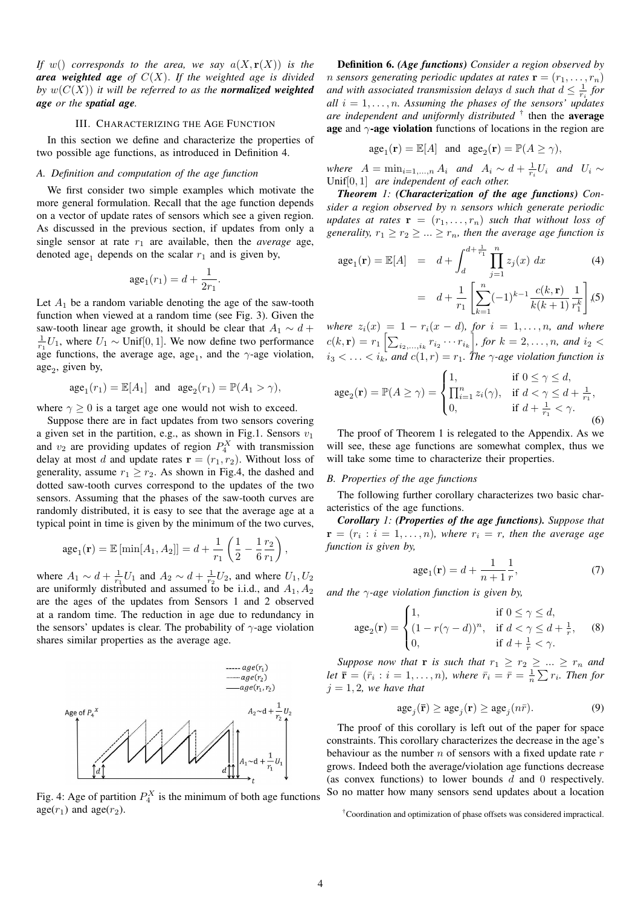*If $w()$ corresponds to the area, we say $a(X, \mathbf{r}(X))$ is the* ***area weighted age*** *of $C(X)$. If the weighted age is divided by $w(C(X))$ it will be referred to as the* ***normalized weighted age*** *or the* ***spatial age****.*

## III. Characterizing the Age Function

In this section we define and characterize the properties of two possible age functions, as introduced in Definition 4.

### A. Definition and computation of the age function

We first consider two simple examples which motivate the more general formulation. Recall that the age function depends on a vector of update rates of sensors which see a given region. As discussed in the previous section, if updates from only a single sensor at rate $r_1$ are available, then the *average* age, denoted $\text{age}_1$ depends on the scalar $r_1$ and is given by,

$$\text{age}_1(r_1) = d + \frac{1}{2r_1}.$$

Let $A_1$ be a random variable denoting the age of the saw-tooth function when viewed at a random time (see Fig. 3). Given the saw-tooth linear age growth, it should be clear that $A_1 \sim d + \frac{1}{r_1}U_1$, where $U_1 \sim \text{Unif}[0, 1]$. We now define two performance age functions, the average age, $\text{age}_1$, and the $\gamma$-age violation, $\text{age}_2$, given by,

$$\text{age}_1(r_1) = \mathbb{E}[A_1] \quad \text{and} \quad \text{age}_2(r_1) = \mathbb{P}(A_1 > \gamma),$$

where $\gamma \geq 0$ is a target age one would not wish to exceed.

Suppose there are in fact updates from two sensors covering a given set in the partition, e.g., as shown in Fig.1. Sensors $v_1$ and $v_2$ are providing updates of region $P_4^X$ with transmission delay at most $d$ and update rates $\mathbf{r} = (r_1, r_2)$. Without loss of generality, assume $r_1 \geq r_2$. As shown in Fig.4, the dashed and dotted saw-tooth curves correspond to the updates of the two sensors. Assuming that the phases of the saw-tooth curves are randomly distributed, it is easy to see that the average age at a typical point in time is given by the minimum of the two curves,

$$\text{age}_1(\mathbf{r}) = \mathbb{E}\left[\min[A_1, A_2]\right] = d + \frac{1}{r_1}\left(\frac{1}{2} - \frac{1}{6}\frac{r_2}{r_1}\right),$$

where $A_1 \sim d + \frac{1}{r_1}U_1$ and $A_2 \sim d + \frac{1}{r_2}U_2$, and where $U_1, U_2$ are uniformly distributed and assumed to be i.i.d., and $A_1, A_2$ are the ages of the updates from Sensors 1 and 2 observed at a random time. The reduction in age due to redundancy in the sensors' updates is clear. The probability of $\gamma$-age violation shares similar properties as the average age.

Fig. 4: Age of partition $P_4^X$ is the minimum of both age functions $\text{age}(r_1)$ and $\text{age}(r_2)$.

**Definition 6.** *(Age functions) Consider a region observed by $n$ sensors generating periodic updates at rates $\mathbf{r} = (r_1, \ldots, r_n)$ and with associated transmission delays $d$ such that $d \leq \frac{1}{r_i}$ for all $i = 1, \ldots, n$. Assuming the phases of the sensors' updates are independent and uniformly distributed* [†] then the **average age** and **$\gamma$-age violation** functions of locations in the region are

$$\text{age}_1(\mathbf{r}) = \mathbb{E}[A] \quad \text{and} \quad \text{age}_2(\mathbf{r}) = \mathbb{P}(A \geq \gamma),$$

*where $A = \min_{i=1,\ldots,n} A_i$ and $A_i \sim d + \frac{1}{r_i}U_i$ and $U_i \sim \text{Unif}[0, 1]$ are independent of each other.*

***Theorem 1:*** ***(Characterization of the age functions)*** *Consider a region observed by $n$ sensors which generate periodic updates at rates $\mathbf{r} = (r_1, \ldots, r_n)$ such that without loss of generality, $r_1 \geq r_2 \geq \ldots \geq r_n$, then the average age function is*

$$\text{age}_1(\mathbf{r}) = \mathbb{E}[A] = d + \int_d^{d+\frac{1}{r_1}} \prod_{j=1}^{n} z_j(x)\, dx \tag{4}$$

$$= d + \frac{1}{r_1}\left[\sum_{k=1}^{n}(-1)^{k-1}\frac{c(k, \mathbf{r})}{k(k+1)}\frac{1}{r_1^k}\right], \tag{5}$$

*where $z_i(x) = 1 - r_i(x - d)$, for $i = 1, \ldots, n$, and where $c(k, \mathbf{r}) = r_1\left[\sum_{i_2,\ldots,i_k} r_{i_2}\cdots r_{i_k}\right]$, for $k = 2, \ldots, n$, and $i_2 < i_3 < \ldots < i_k$, and $c(1, r) = r_1$. The $\gamma$-age violation function is*

$$\text{age}_2(\mathbf{r}) = \mathbb{P}(A \geq \gamma) = \begin{cases} 1, & \text{if } 0 \leq \gamma \leq d, \\ \prod_{i=1}^{n} z_i(\gamma), & \text{if } d < \gamma \leq d + \frac{1}{r_1}, \\ 0, & \text{if } d + \frac{1}{r_1} < \gamma. \end{cases} \tag{6}$$

The proof of Theorem 1 is relegated to the Appendix. As we will see, these age functions are somewhat complex, thus we will take some time to characterize their properties.

### B. Properties of the age functions

The following further corollary characterizes two basic characteristics of the age functions.

***Corollary 1:*** ***(Properties of the age functions).*** *Suppose that $\mathbf{r} = (r_i : i = 1, \ldots, n)$, where $r_i = r$, then the average age function is given by,*

$$\text{age}_1(\mathbf{r}) = d + \frac{1}{n+1}\frac{1}{r}, \tag{7}$$

*and the $\gamma$-age violation function is given by,*

$$\text{age}_2(\mathbf{r}) = \begin{cases} 1, & \text{if } 0 \leq \gamma \leq d, \\ (1 - r(\gamma - d))^n, & \text{if } d < \gamma \leq d + \frac{1}{r}, \\ 0, & \text{if } d + \frac{1}{r} < \gamma. \end{cases} \tag{8}$$

*Suppose now that $\mathbf{r}$ is such that $r_1 \geq r_2 \geq \ldots \geq r_n$ and let $\bar{\mathbf{r}} = (\bar{r}_i : i = 1, \ldots, n)$, where $\bar{r}_i = \bar{r} = \frac{1}{n}\sum r_i$. Then for $j = 1, 2$, we have that*

$$\text{age}_j(\bar{\mathbf{r}}) \geq \text{age}_j(\mathbf{r}) \geq \text{age}_j(n\bar{r}). \tag{9}$$

The proof of this corollary is left out of the paper for space constraints. This corollary characterizes the decrease in the age's behaviour as the number $n$ of sensors with a fixed update rate $r$ grows. Indeed both the average/violation age functions decrease (as convex functions) to lower bounds $d$ and 0 respectively. So no matter how many sensors send updates about a location

[†] Coordination and optimization of phase offsets was considered impractical.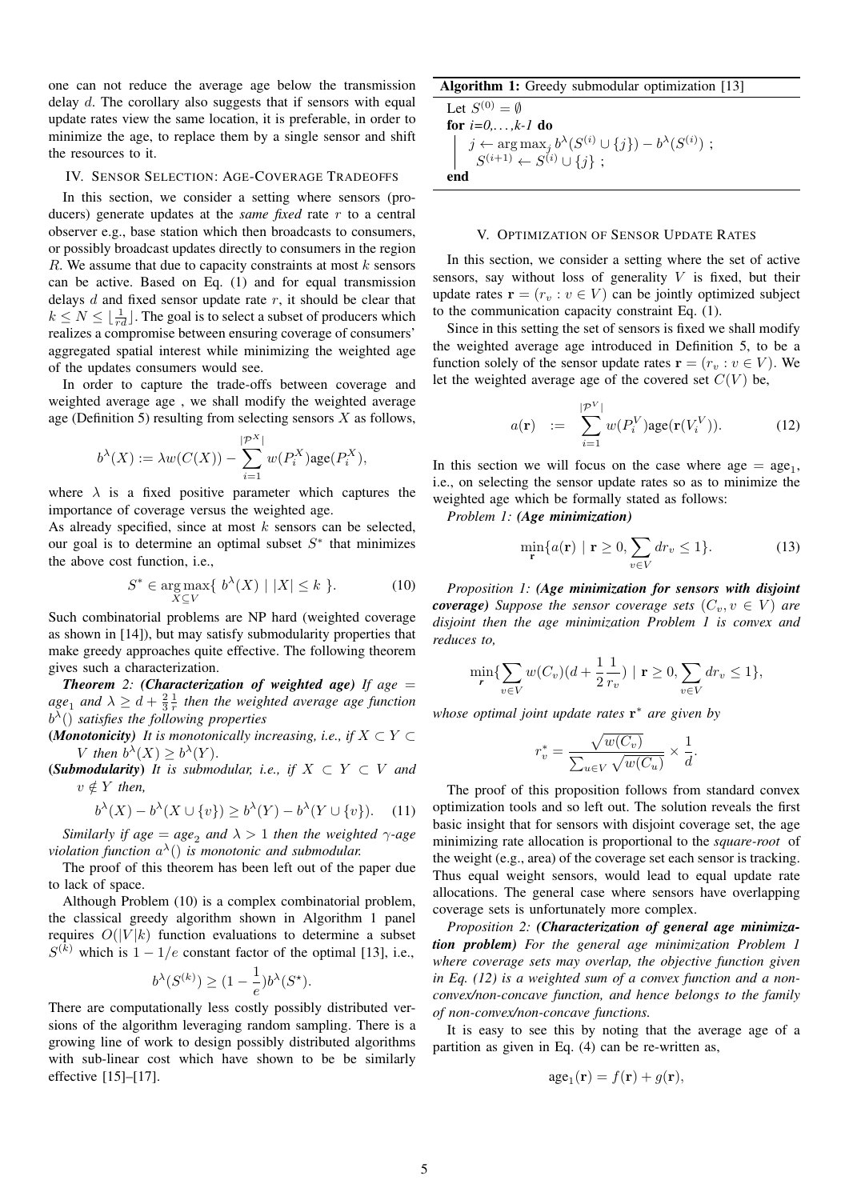one can not reduce the average age below the transmission delay $d$. The corollary also suggests that if sensors with equal update rates view the same location, it is preferable, in order to minimize the age, to replace them by a single sensor and shift the resources to it.

## IV. Sensor Selection: Age-Coverage Tradeoffs

In this section, we consider a setting where sensors (producers) generate updates at the *same fixed* rate $r$ to a central observer e.g., base station which then broadcasts to consumers, or possibly broadcast updates directly to consumers in the region $R$. We assume that due to capacity constraints at most $k$ sensors can be active. Based on Eq. (1) and for equal transmission delays $d$ and fixed sensor update rate $r$, it should be clear that $k \leq N \leq \lfloor \frac{1}{rd} \rfloor$. The goal is to select a subset of producers which realizes a compromise between ensuring coverage of consumers' aggregated spatial interest while minimizing the weighted age of the updates consumers would see.

In order to capture the trade-offs between coverage and weighted average age , we shall modify the weighted average age (Definition 5) resulting from selecting sensors $X$ as follows,

$$b^{\lambda}(X) := \lambda w(C(X)) - \sum_{i=1}^{|\mathcal{P}^X|} w(P_i^X)\text{age}(P_i^X),$$

where $\lambda$ is a fixed positive parameter which captures the importance of coverage versus the weighted age.

As already specified, since at most $k$ sensors can be selected, our goal is to determine an optimal subset $S^*$ that minimizes the above cost function, i.e.,

$$S^* \in \arg\max_{X \subseteq V} \{\, b^{\lambda}(X) \mid |X| \leq k \,\}. \tag{10}$$

Such combinatorial problems are NP hard (weighted coverage as shown in [14]), but may satisfy submodularity properties that make greedy approaches quite effective. The following theorem gives such a characterization.

***Theorem 2: (Characterization of weighted age)*** *If age $=$ age$_1$ and $\lambda \geq d + \frac{2}{3}\frac{1}{r}$ then the weighted average age function $b^{\lambda}()$ satisfies the following properties*

**(*Monotonicity*)** *It is monotonically increasing, i.e., if $X \subset Y \subset V$ then $b^{\lambda}(X) \geq b^{\lambda}(Y)$.*

**(*Submodularity*)** *It is submodular, i.e., if $X \subset Y \subset V$ and $v \notin Y$ then,*

$$b^{\lambda}(X) - b^{\lambda}(X \cup \{v\}) \geq b^{\lambda}(Y) - b^{\lambda}(Y \cup \{v\}). \tag{11}$$

*Similarly if age $=$ age$_2$ and $\lambda > 1$ then the weighted $\gamma$-age violation function $a^{\lambda}()$ is monotonic and submodular.*

The proof of this theorem has been left out of the paper due to lack of space.

Although Problem (10) is a complex combinatorial problem, the classical greedy algorithm shown in Algorithm 1 panel requires $O(|V|k)$ function evaluations to determine a subset $S^{(k)}$ which is $1 - 1/e$ constant factor of the optimal [13], i.e.,

$$b^{\lambda}(S^{(k)}) \geq (1 - \frac{1}{e}) b^{\lambda}(S^{\star}).$$

There are computationally less costly possibly distributed versions of the algorithm leveraging random sampling. There is a growing line of work to design possibly distributed algorithms with sub-linear cost which have shown to be similarly effective [15]–[17].

**Algorithm 1:** Greedy submodular optimization [13]

```
Let S^(0) = ∅
for i=0,...,k-1 do
    j ← argmax_j b^λ(S^(i) ∪ {j}) − b^λ(S^(i)) ;
    S^(i+1) ← S^(i) ∪ {j} ;
end
```

## V. Optimization of Sensor Update Rates

In this section, we consider a setting where the set of active sensors, say without loss of generality $V$ is fixed, but their update rates $\mathbf{r} = (r_v : v \in V)$ can be jointly optimized subject to the communication capacity constraint Eq. (1).

Since in this setting the set of sensors is fixed we shall modify the weighted average age introduced in Definition 5, to be a function solely of the sensor update rates $\mathbf{r} = (r_v : v \in V)$. We let the weighted average age of the covered set $C(V)$ be,

$$a(\mathbf{r}) \;\; := \;\; \sum_{i=1}^{|\mathcal{P}^V|} w(P_i^V)\text{age}(\mathbf{r}(V_i^V)). \tag{12}$$

In this section we will focus on the case where age $=$ age$_1$, i.e., on selecting the sensor update rates so as to minimize the weighted age which be formally stated as follows:

*Problem 1:* ***(Age minimization)***

$$\min_{\mathbf{r}} \{ a(\mathbf{r}) \mid \mathbf{r} \geq 0, \sum_{v \in V} d r_v \leq 1 \}. \tag{13}$$

*Proposition 1:* ***(Age minimization for sensors with disjoint coverage)*** *Suppose the sensor coverage sets $(C_v, v \in V)$ are disjoint then the age minimization Problem 1 is convex and reduces to,*

$$\min_{\boldsymbol{r}} \{ \sum_{v \in V} w(C_v)(d + \frac{1}{2}\frac{1}{r_v}) \mid \mathbf{r} \geq 0, \sum_{v \in V} d r_v \leq 1 \},$$

*whose optimal joint update rates $\mathbf{r}^*$ are given by*

$$r_v^* = \frac{\sqrt{w(C_v)}}{\sum_{u \in V} \sqrt{w(C_u)}} \times \frac{1}{d}.$$

The proof of this proposition follows from standard convex optimization tools and so left out. The solution reveals the first basic insight that for sensors with disjoint coverage set, the age minimizing rate allocation is proportional to the *square-root* of the weight (e.g., area) of the coverage set each sensor is tracking. Thus equal weight sensors, would lead to equal update rate allocations. The general case where sensors have overlapping coverage sets is unfortunately more complex.

*Proposition 2:* ***(Characterization of general age minimization problem)*** *For the general age minimization Problem 1 where coverage sets may overlap, the objective function given in Eq. (12) is a weighted sum of a convex function and a non-convex/non-concave function, and hence belongs to the family of non-convex/non-concave functions.*

It is easy to see this by noting that the average age of a partition as given in Eq. (4) can be re-written as,

$$\text{age}_1(\mathbf{r}) = f(\mathbf{r}) + g(\mathbf{r}),$$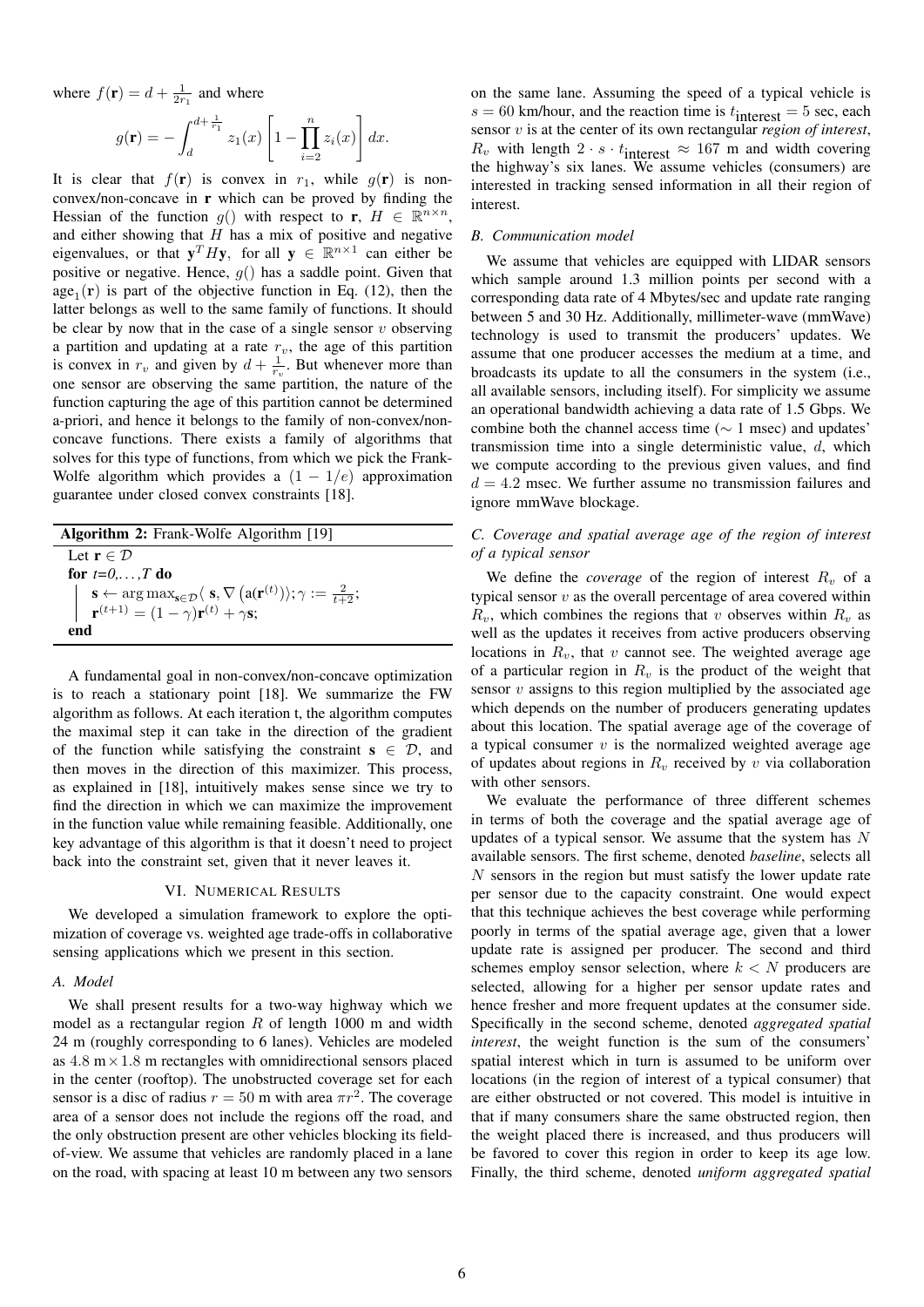where $f(\mathbf{r}) = d + \frac{1}{2r_1}$ and where

$$g(\mathbf{r}) = -\int_d^{d+\frac{1}{r_1}} z_1(x)\left[1 - \prod_{i=2}^{n} z_i(x)\right] dx.$$

It is clear that $f(\mathbf{r})$ is convex in $r_1$, while $g(\mathbf{r})$ is non-convex/non-concave in $\mathbf{r}$ which can be proved by finding the Hessian of the function $g()$ with respect to $\mathbf{r}$, $H \in \mathbb{R}^{n\times n}$, and either showing that $H$ has a mix of positive and negative eigenvalues, or that $\mathbf{y}^T H \mathbf{y}$, for all $\mathbf{y} \in \mathbb{R}^{n\times 1}$ can either be positive or negative. Hence, $g()$ has a saddle point. Given that $\text{age}_1(\mathbf{r})$ is part of the objective function in Eq. (12), then the latter belongs as well to the same family of functions. It should be clear by now that in the case of a single sensor $v$ observing a partition and updating at a rate $r_v$, the age of this partition is convex in $r_v$ and given by $d + \frac{1}{r_v}$. But whenever more than one sensor are observing the same partition, the nature of the function capturing the age of this partition cannot be determined a-priori, and hence it belongs to the family of non-convex/non-concave functions. There exists a family of algorithms that solves for this type of functions, from which we pick the Frank-Wolfe algorithm which provides a $(1 - 1/e)$ approximation guarantee under closed convex constraints [18].

**Algorithm 2:** Frank-Wolfe Algorithm [19]

```
Let r ∈ D
for t=0,...,T do
    s ← argmax_{s∈D} ⟨ s, ∇(a(r^(t))) ⟩; γ := 2/(t+2);
    r^(t+1) = (1 − γ) r^(t) + γ s;
end
```

A fundamental goal in non-convex/non-concave optimization is to reach a stationary point [18]. We summarize the FW algorithm as follows. At each iteration t, the algorithm computes the maximal step it can take in the direction of the gradient of the function while satisfying the constraint $\mathbf{s} \in \mathcal{D}$, and then moves in the direction of this maximizer. This process, as explained in [18], intuitively makes sense since we try to find the direction in which we can maximize the improvement in the function value while remaining feasible. Additionally, one key advantage of this algorithm is that it doesn't need to project back into the constraint set, given that it never leaves it.

## VI. Numerical Results

We developed a simulation framework to explore the optimization of coverage vs. weighted age trade-offs in collaborative sensing applications which we present in this section.

### A. Model

We shall present results for a two-way highway which we model as a rectangular region $R$ of length 1000 m and width 24 m (roughly corresponding to 6 lanes). Vehicles are modeled as $4.8$ m$\times 1.8$ m rectangles with omnidirectional sensors placed in the center (rooftop). The unobstructed coverage set for each sensor is a disc of radius $r = 50$ m with area $\pi r^2$. The coverage area of a sensor does not include the regions off the road, and the only obstruction present are other vehicles blocking its field-of-view. We assume that vehicles are randomly placed in a lane on the road, with spacing at least 10 m between any two sensors on the same lane. Assuming the speed of a typical vehicle is $s = 60$ km/hour, and the reaction time is $t_{\text{interest}} = 5$ sec, each sensor $v$ is at the center of its own rectangular *region of interest*, $R_v$ with length $2 \cdot s \cdot t_{\text{interest}} \approx 167$ m and width covering the highway's six lanes. We assume vehicles (consumers) are interested in tracking sensed information in all their region of interest.

### B. Communication model

We assume that vehicles are equipped with LIDAR sensors which sample around 1.3 million points per second with a corresponding data rate of 4 Mbytes/sec and update rate ranging between 5 and 30 Hz. Additionally, millimeter-wave (mmWave) technology is used to transmit the producers' updates. We assume that one producer accesses the medium at a time, and broadcasts its update to all the consumers in the system (i.e., all available sensors, including itself). For simplicity we assume an operational bandwidth achieving a data rate of 1.5 Gbps. We combine both the channel access time ($\sim$ 1 msec) and updates' transmission time into a single deterministic value, $d$, which we compute according to the previous given values, and find $d = 4.2$ msec. We further assume no transmission failures and ignore mmWave blockage.

### C. Coverage and spatial average age of the region of interest of a typical sensor

We define the *coverage* of the region of interest $R_v$ of a typical sensor $v$ as the overall percentage of area covered within $R_v$, which combines the regions that $v$ observes within $R_v$ as well as the updates it receives from active producers observing locations in $R_v$, that $v$ cannot see. The weighted average age of a particular region in $R_v$ is the product of the weight that sensor $v$ assigns to this region multiplied by the associated age which depends on the number of producers generating updates about this location. The spatial average age of the coverage of a typical consumer $v$ is the normalized weighted average age of updates about regions in $R_v$ received by $v$ via collaboration with other sensors.

We evaluate the performance of three different schemes in terms of both the coverage and the spatial average age of updates of a typical sensor. We assume that the system has $N$ available sensors. The first scheme, denoted *baseline*, selects all $N$ sensors in the region but must satisfy the lower update rate per sensor due to the capacity constraint. One would expect that this technique achieves the best coverage while performing poorly in terms of the spatial average age, given that a lower update rate is assigned per producer. The second and third schemes employ sensor selection, where $k < N$ producers are selected, allowing for a higher per sensor update rates and hence fresher and more frequent updates at the consumer side. Specifically in the second scheme, denoted *aggregated spatial interest*, the weight function is the sum of the consumers' spatial interest which in turn is assumed to be uniform over locations (in the region of interest of a typical consumer) that are either obstructed or not covered. This model is intuitive in that if many consumers share the same obstructed region, then the weight placed there is increased, and thus producers will be favored to cover this region in order to keep its age low. Finally, the third scheme, denoted *uniform aggregated spatial*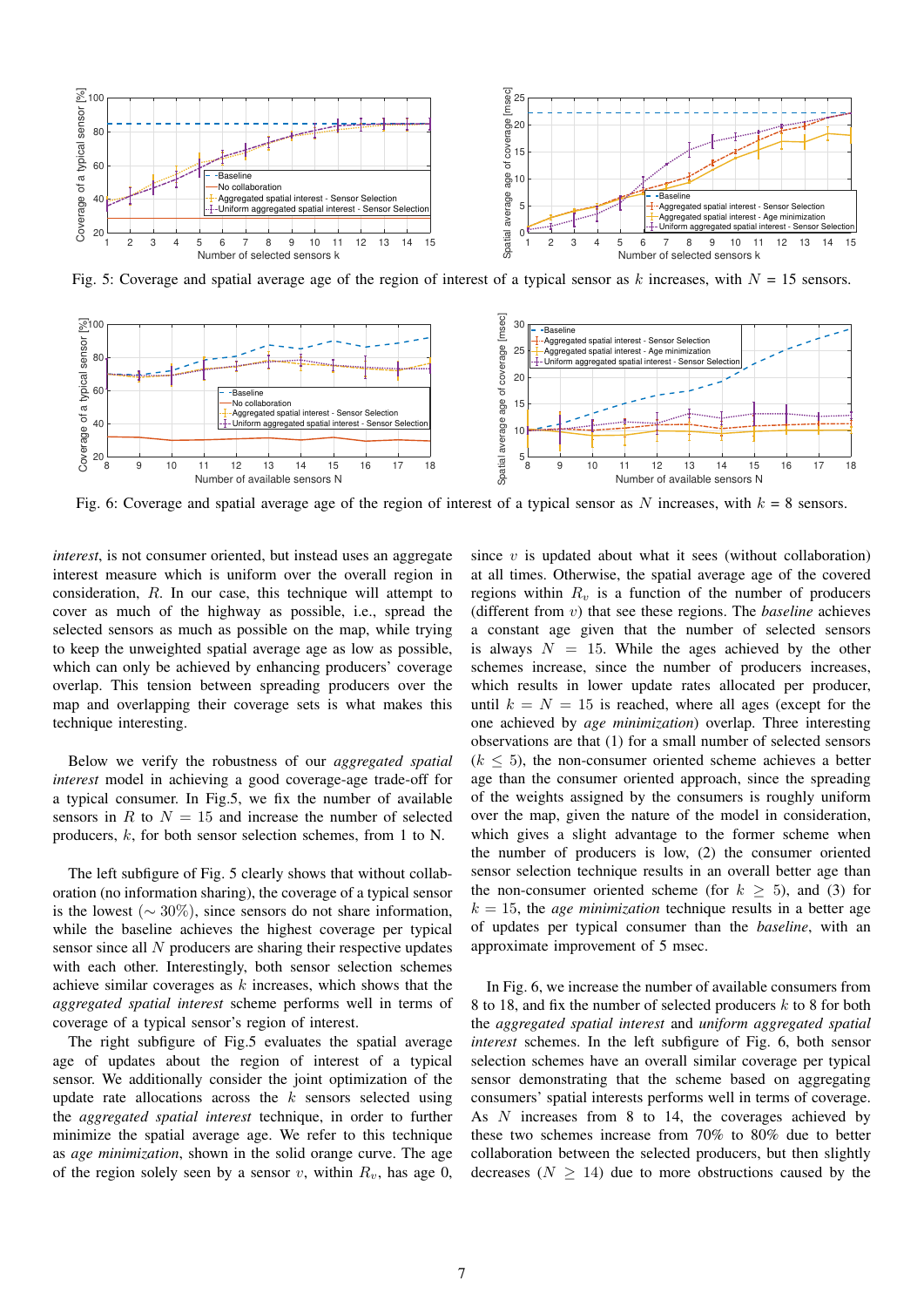Coverage of a typical sensor [%]
100
80
60
40
20
1 2 3 4 5 6 7 8 9 10 11 12 13 14 15
Number of selected sensors k
- -Baseline
No collaboration
Aggregated spatial interest - Sensor Selection
Uniform aggregated spatial interest - Sensor Selection

Spatial average age of coverage [msec]
25
20
15
10
5
0
1 2 3 4 5 6 7 8 9 10 11 12 13 14 15
Number of selected sensors k
- -Baseline
Aggregated spatial interest - Sensor Selection
Aggregated spatial interest - Age minimization
Uniform aggregated spatial interest - Sensor Selection

Fig. 5: Coverage and spatial average age of the region of interest of a typical sensor as $k$ increases, with $N$ = 15 sensors.

Coverage of a typical sensor [%]
100
80
60
40
20
8 9 10 11 12 13 14 15 16 17 18
Number of available sensors N
- -Baseline
No collaboration
Aggregated spatial interest - Sensor Selection
Uniform aggregated spatial interest - Sensor Selection

Spatial average age of coverage [msec]
30
25
20
15
10
5
8 9 10 11 12 13 14 15 16 17 18
Number of available sensors N
- -Baseline
Aggregated spatial interest - Sensor Selection
Aggregated spatial interest - Age minimization
Uniform aggregated spatial interest - Sensor Selection

Fig. 6: Coverage and spatial average age of the region of interest of a typical sensor as $N$ increases, with $k$ = 8 sensors.

*interest*, is not consumer oriented, but instead uses an aggregate interest measure which is uniform over the overall region in consideration, $R$. In our case, this technique will attempt to cover as much of the highway as possible, i.e., spread the selected sensors as much as possible on the map, while trying to keep the unweighted spatial average age as low as possible, which can only be achieved by enhancing producers' coverage overlap. This tension between spreading producers over the map and overlapping their coverage sets is what makes this technique interesting.

Below we verify the robustness of our *aggregated spatial interest* model in achieving a good coverage-age trade-off for a typical consumer. In Fig.5, we fix the number of available sensors in $R$ to $N = 15$ and increase the number of selected producers, $k$, for both sensor selection schemes, from 1 to N.

The left subfigure of Fig. 5 clearly shows that without collaboration (no information sharing), the coverage of a typical sensor is the lowest ($\sim 30\%$), since sensors do not share information, while the baseline achieves the highest coverage per typical sensor since all $N$ producers are sharing their respective updates with each other. Interestingly, both sensor selection schemes achieve similar coverages as $k$ increases, which shows that the *aggregated spatial interest* scheme performs well in terms of coverage of a typical sensor's region of interest.

The right subfigure of Fig.5 evaluates the spatial average age of updates about the region of interest of a typical sensor. We additionally consider the joint optimization of the update rate allocations across the $k$ sensors selected using the *aggregated spatial interest* technique, in order to further minimize the spatial average age. We refer to this technique as *age minimization*, shown in the solid orange curve. The age of the region solely seen by a sensor $v$, within $R_v$, has age 0, since $v$ is updated about what it sees (without collaboration) at all times. Otherwise, the spatial average age of the covered regions within $R_v$ is a function of the number of producers (different from $v$) that see these regions. The *baseline* achieves a constant age given that the number of selected sensors is always $N = 15$. While the ages achieved by the other schemes increase, since the number of producers increases, which results in lower update rates allocated per producer, until $k = N = 15$ is reached, where all ages (except for the one achieved by *age minimization*) overlap. Three interesting observations are that (1) for a small number of selected sensors ($k \leq 5$), the non-consumer oriented scheme achieves a better age than the consumer oriented approach, since the spreading of the weights assigned by the consumers is roughly uniform over the map, given the nature of the model in consideration, which gives a slight advantage to the former scheme when the number of producers is low, (2) the consumer oriented sensor selection technique results in an overall better age than the non-consumer oriented scheme (for $k \geq 5$), and (3) for $k = 15$, the *age minimization* technique results in a better age of updates per typical consumer than the *baseline*, with an approximate improvement of 5 msec.

In Fig. 6, we increase the number of available consumers from 8 to 18, and fix the number of selected producers $k$ to 8 for both the *aggregated spatial interest* and *uniform aggregated spatial interest* schemes. In the left subfigure of Fig. 6, both sensor selection schemes have an overall similar coverage per typical sensor demonstrating that the scheme based on aggregating consumers' spatial interests performs well in terms of coverage. As $N$ increases from 8 to 14, the coverages achieved by these two schemes increase from 70% to 80% due to better collaboration between the selected producers, but then slightly decreases ($N \geq 14$) due to more obstructions caused by the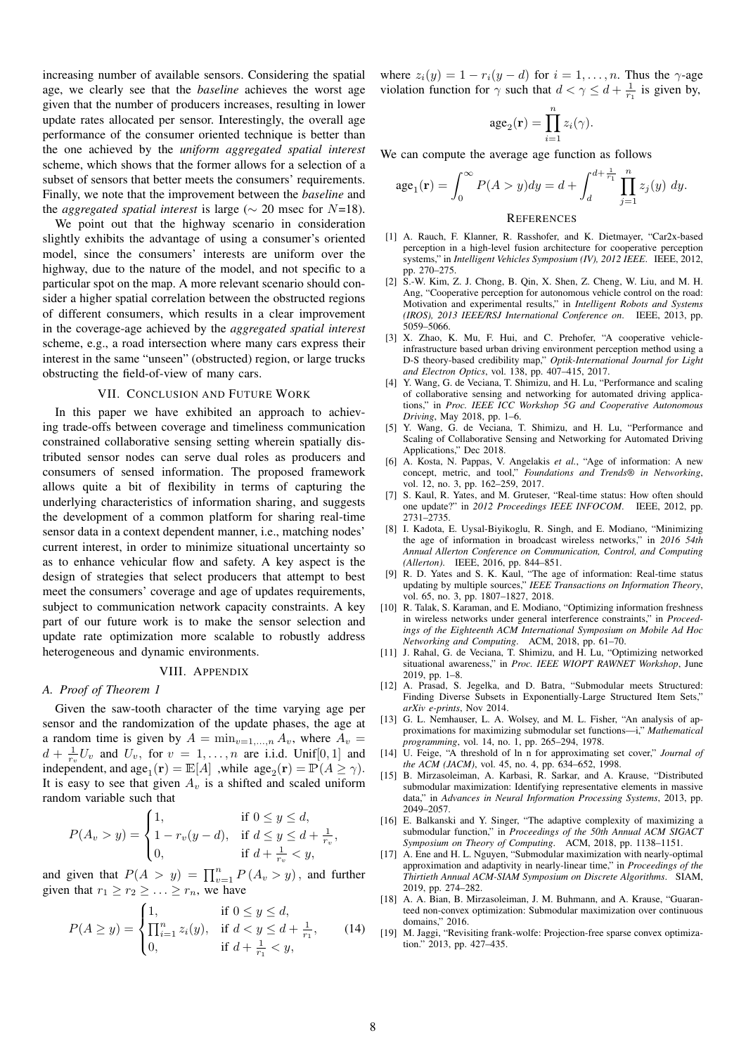increasing number of available sensors. Considering the spatial age, we clearly see that the *baseline* achieves the worst age given that the number of producers increases, resulting in lower update rates allocated per sensor. Interestingly, the overall age performance of the consumer oriented technique is better than the one achieved by the *uniform aggregated spatial interest* scheme, which shows that the former allows for a selection of a subset of sensors that better meets the consumers' requirements. Finally, we note that the improvement between the *baseline* and the *aggregated spatial interest* is large ($\sim$ 20 msec for $N$=18).

We point out that the highway scenario in consideration slightly exhibits the advantage of using a consumer's oriented model, since the consumers' interests are uniform over the highway, due to the nature of the model, and not specific to a particular spot on the map. A more relevant scenario should consider a higher spatial correlation between the obstructed regions of different consumers, which results in a clear improvement in the coverage-age achieved by the *aggregated spatial interest* scheme, e.g., a road intersection where many cars express their interest in the same "unseen" (obstructed) region, or large trucks obstructing the field-of-view of many cars.

## VII. Conclusion and Future Work

In this paper we have exhibited an approach to achieving trade-offs between coverage and timeliness communication constrained collaborative sensing setting wherein spatially distributed sensor nodes can serve dual roles as producers and consumers of sensed information. The proposed framework allows quite a bit of flexibility in terms of capturing the underlying characteristics of information sharing, and suggests the development of a common platform for sharing real-time sensor data in a context dependent manner, i.e., matching nodes' current interest, in order to minimize situational uncertainty so as to enhance vehicular flow and safety. A key aspect is the design of strategies that select producers that attempt to best meet the consumers' coverage and age of updates requirements, subject to communication network capacity constraints. A key part of our future work is to make the sensor selection and update rate optimization more scalable to robustly address heterogeneous and dynamic environments.

## VIII. Appendix

### A. Proof of Theorem 1

Given the saw-tooth character of the time varying age per sensor and the randomization of the update phases, the age at a random time is given by $A = \min_{v=1,\ldots,n} A_v$, where $A_v = d + \frac{1}{r_v} U_v$ and $U_v$, for $v = 1, \ldots, n$ are i.i.d. Unif$[0,1]$ and independent, and $\text{age}_1(\mathbf{r}) = \mathbb{E}[A]$ ,while $\text{age}_2(\mathbf{r}) = \mathbb{P}(A \geq \gamma)$. It is easy to see that given $A_v$ is a shifted and scaled uniform random variable such that

$$P(A_v > y) = \begin{cases} 1, & \text{if } 0 \leq y \leq d, \\ 1 - r_v(y - d), & \text{if } d \leq y \leq d + \frac{1}{r_v}, \\ 0, & \text{if } d + \frac{1}{r_v} < y, \end{cases}$$

and given that $P(A > y) = \prod_{v=1}^{n} P(A_v > y)$, and further given that $r_1 \geq r_2 \geq \ldots \geq r_n$, we have

$$P(A \geq y) = \begin{cases} 1, & \text{if } 0 \leq y \leq d, \\ \prod_{i=1}^{n} z_i(y), & \text{if } d < y \leq d + \frac{1}{r_1}, \\ 0, & \text{if } d + \frac{1}{r_1} < y, \end{cases} \tag{14}$$

where $z_i(y) = 1 - r_i(y - d)$ for $i = 1, \ldots, n$. Thus the $\gamma$-age violation function for $\gamma$ such that $d < \gamma \leq d + \frac{1}{r_1}$ is given by,

$$\text{age}_2(\mathbf{r}) = \prod_{i=1}^{n} z_i(\gamma).$$

We can compute the average age function as follows

$$\text{age}_1(\mathbf{r}) = \int_0^\infty P(A > y) dy = d + \int_d^{d + \frac{1}{r_1}} \prod_{j=1}^{n} z_j(y)\ dy.$$

## References

[1] A. Rauch, F. Klanner, R. Rasshofer, and K. Dietmayer, "Car2x-based perception in a high-level fusion architecture for cooperative perception systems," in *Intelligent Vehicles Symposium (IV), 2012 IEEE*. IEEE, 2012, pp. 270–275.

[2] S.-W. Kim, Z. J. Chong, B. Qin, X. Shen, Z. Cheng, W. Liu, and M. H. Ang, "Cooperative perception for autonomous vehicle control on the road: Motivation and experimental results," in *Intelligent Robots and Systems (IROS), 2013 IEEE/RSJ International Conference on*. IEEE, 2013, pp. 5059–5066.

[3] X. Zhao, K. Mu, F. Hui, and C. Prehofer, "A cooperative vehicle-infrastructure based urban driving environment perception method using a D-S theory-based credibility map," *Optik-International Journal for Light and Electron Optics*, vol. 138, pp. 407–415, 2017.

[4] Y. Wang, G. de Veciana, T. Shimizu, and H. Lu, "Performance and scaling of collaborative sensing and networking for automated driving applications," in *Proc. IEEE ICC Workshop 5G and Cooperative Autonomous Driving*, May 2018, pp. 1–6.

[5] Y. Wang, G. de Veciana, T. Shimizu, and H. Lu, "Performance and Scaling of Collaborative Sensing and Networking for Automated Driving Applications," Dec 2018.

[6] A. Kosta, N. Pappas, V. Angelakis *et al.*, "Age of information: A new concept, metric, and tool," *Foundations and Trends® in Networking*, vol. 12, no. 3, pp. 162–259, 2017.

[7] S. Kaul, R. Yates, and M. Gruteser, "Real-time status: How often should one update?" in *2012 Proceedings IEEE INFOCOM*. IEEE, 2012, pp. 2731–2735.

[8] I. Kadota, E. Uysal-Biyikoglu, R. Singh, and E. Modiano, "Minimizing the age of information in broadcast wireless networks," in *2016 54th Annual Allerton Conference on Communication, Control, and Computing (Allerton)*. IEEE, 2016, pp. 844–851.

[9] R. D. Yates and S. K. Kaul, "The age of information: Real-time status updating by multiple sources," *IEEE Transactions on Information Theory*, vol. 65, no. 3, pp. 1807–1827, 2018.

[10] R. Talak, S. Karaman, and E. Modiano, "Optimizing information freshness in wireless networks under general interference constraints," in *Proceedings of the Eighteenth ACM International Symposium on Mobile Ad Hoc Networking and Computing*. ACM, 2018, pp. 61–70.

[11] J. Rahal, G. de Veciana, T. Shimizu, and H. Lu, "Optimizing networked situational awareness," in *Proc. IEEE WIOPT RAWNET Workshop*, June 2019, pp. 1–8.

[12] A. Prasad, S. Jegelka, and D. Batra, "Submodular meets Structured: Finding Diverse Subsets in Exponentially-Large Structured Item Sets," *arXiv e-prints*, Nov 2014.

[13] G. L. Nemhauser, L. A. Wolsey, and M. L. Fisher, "An analysis of approximations for maximizing submodular set functions—i," *Mathematical programming*, vol. 14, no. 1, pp. 265–294, 1978.

[14] U. Feige, "A threshold of ln n for approximating set cover," *Journal of the ACM (JACM)*, vol. 45, no. 4, pp. 634–652, 1998.

[15] B. Mirzasoleiman, A. Karbasi, R. Sarkar, and A. Krause, "Distributed submodular maximization: Identifying representative elements in massive data," in *Advances in Neural Information Processing Systems*, 2013, pp. 2049–2057.

[16] E. Balkanski and Y. Singer, "The adaptive complexity of maximizing a submodular function," in *Proceedings of the 50th Annual ACM SIGACT Symposium on Theory of Computing*. ACM, 2018, pp. 1138–1151.

[17] A. Ene and H. L. Nguyen, "Submodular maximization with nearly-optimal approximation and adaptivity in nearly-linear time," in *Proceedings of the Thirtieth Annual ACM-SIAM Symposium on Discrete Algorithms*. SIAM, 2019, pp. 274–282.

[18] A. A. Bian, B. Mirzasoleiman, J. M. Buhmann, and A. Krause, "Guaranteed non-convex optimization: Submodular maximization over continuous domains," 2016.

[19] M. Jaggi, "Revisiting frank-wolfe: Projection-free sparse convex optimization." 2013, pp. 427–435.